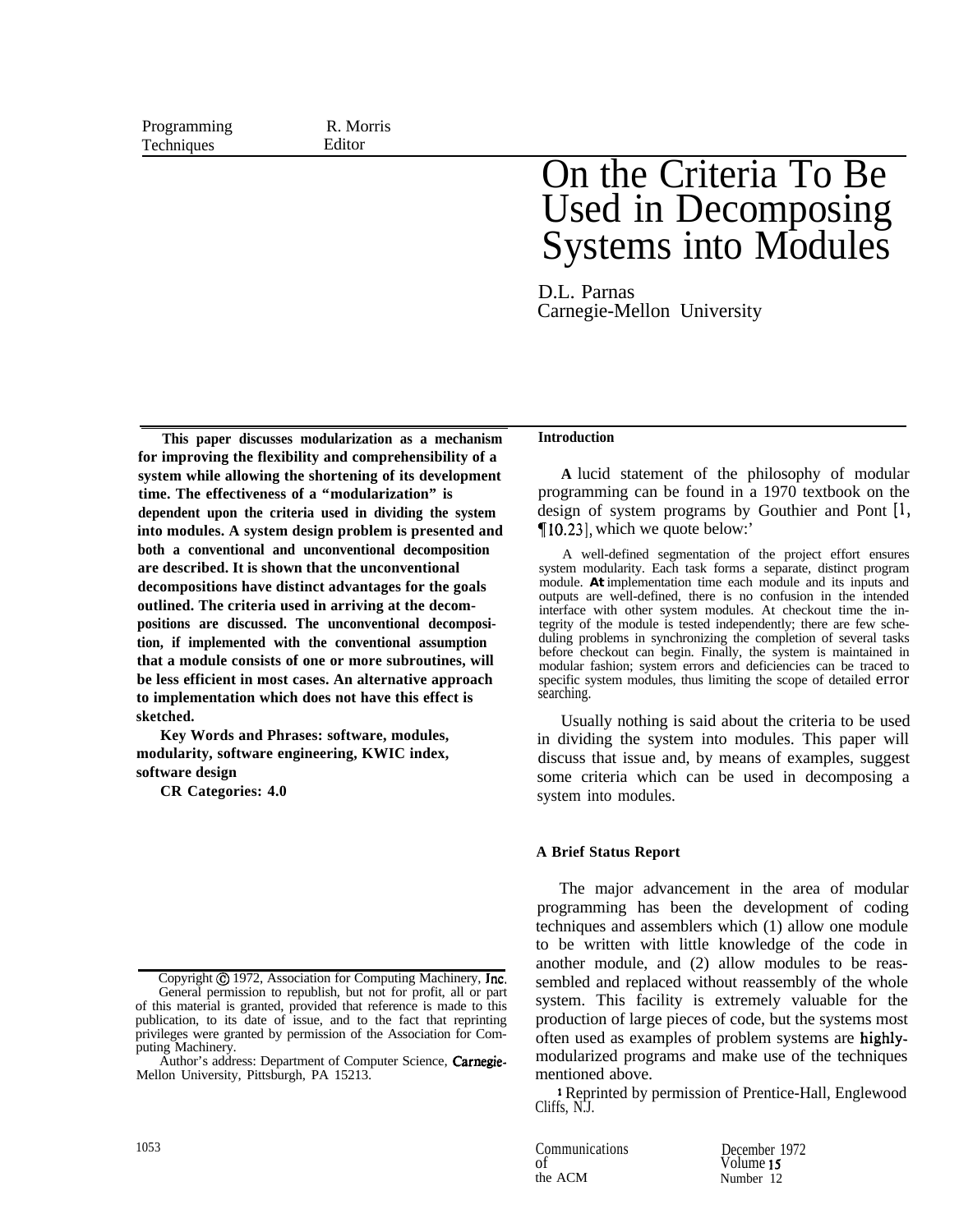Programming Techniques — R. Morris, Editor

# On the Criteria To Be Used in Decomposing Systems into Modules

D.L. Parnas
Carnegie-Mellon University

**This paper discusses modularization as a mechanism for improving the flexibility and comprehensibility of a system while allowing the shortening of its development time. The effectiveness of a "modularization" is dependent upon the criteria used in dividing the system into modules. A system design problem is presented and both a conventional and unconventional decomposition are described. It is shown that the unconventional decompositions have distinct advantages for the goals outlined. The criteria used in arriving at the decompositions are discussed. The unconventional decomposition, if implemented with the conventional assumption that a module consists of one or more subroutines, will be less efficient in most cases. An alternative approach to implementation which does not have this effect is sketched.**

**Key Words and Phrases: software, modules, modularity, software engineering, KWIC index, software design**

**CR Categories: 4.0**

Copyright © 1972, Association for Computing Machinery, Inc. General permission to republish, but not for profit, all or part of this material is granted, provided that reference is made to this publication, to its date of issue, and to the fact that reprinting privileges were granted by permission of the Association for Computing Machinery.

Author's address: Department of Computer Science, Carnegie-Mellon University, Pittsburgh, PA 15213.

### Introduction

A lucid statement of the philosophy of modular programming can be found in a 1970 textbook on the design of system programs by Gouthier and Pont [1, ¶10.23], which we quote below:[1]

> A well-defined segmentation of the project effort ensures system modularity. Each task forms a separate, distinct program module. At implementation time each module and its inputs and outputs are well-defined, there is no confusion in the intended interface with other system modules. At checkout time the integrity of the module is tested independently; there are few scheduling problems in synchronizing the completion of several tasks before checkout can begin. Finally, the system is maintained in modular fashion; system errors and deficiencies can be traced to specific system modules, thus limiting the scope of detailed error searching.

Usually nothing is said about the criteria to be used in dividing the system into modules. This paper will discuss that issue and, by means of examples, suggest some criteria which can be used in decomposing a system into modules.

### A Brief Status Report

The major advancement in the area of modular programming has been the development of coding techniques and assemblers which (1) allow one module to be written with little knowledge of the code in another module, and (2) allow modules to be reassembled and replaced without reassembly of the whole system. This facility is extremely valuable for the production of large pieces of code, but the systems most often used as examples of problem systems are highly-modularized programs and make use of the techniques mentioned above.

[1] Reprinted by permission of Prentice-Hall, Englewood Cliffs, N.J.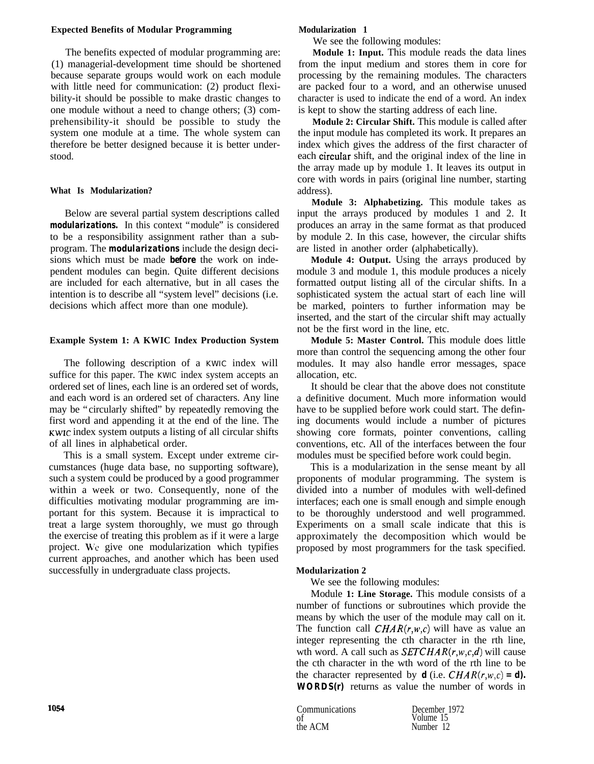### Expected Benefits of Modular Programming

The benefits expected of modular programming are: (1) managerial-development time should be shortened because separate groups would work on each module with little need for communication: (2) product flexibility-it should be possible to make drastic changes to one module without a need to change others; (3) comprehensibility-it should be possible to study the system one module at a time. The whole system can therefore be better designed because it is better understood.

### What Is Modularization?

Below are several partial system descriptions called **modularizations.** In this context "module" is considered to be a responsibility assignment rather than a subprogram. The **modularizations** include the design decisions which must be made **before** the work on independent modules can begin. Quite different decisions are included for each alternative, but in all cases the intention is to describe all "system level" decisions (i.e. decisions which affect more than one module).

### Example System 1: A KWIC Index Production System

The following description of a KWIC index will suffice for this paper. The KWIC index system accepts an ordered set of lines, each line is an ordered set of words, and each word is an ordered set of characters. Any line may be "circularly shifted" by repeatedly removing the first word and appending it at the end of the line. The KWIC index system outputs a listing of all circular shifts of all lines in alphabetical order.

This is a small system. Except under extreme circumstances (huge data base, no supporting software), such a system could be produced by a good programmer within a week or two. Consequently, none of the difficulties motivating modular programming are important for this system. Because it is impractical to treat a large system thoroughly, we must go through the exercise of treating this problem as if it were a large project. We give one modularization which typifies current approaches, and another which has been used successfully in undergraduate class projects.

### Modularization 1

We see the following modules:

**Module 1: Input.** This module reads the data lines from the input medium and stores them in core for processing by the remaining modules. The characters are packed four to a word, and an otherwise unused character is used to indicate the end of a word. An index is kept to show the starting address of each line.

**Module 2: Circular Shift.** This module is called after the input module has completed its work. It prepares an index which gives the address of the first character of each circular shift, and the original index of the line in the array made up by module 1. It leaves its output in core with words in pairs (original line number, starting address).

**Module 3: Alphabetizing.** This module takes as input the arrays produced by modules 1 and 2. It produces an array in the same format as that produced by module 2. In this case, however, the circular shifts are listed in another order (alphabetically).

**Module 4: Output.** Using the arrays produced by module 3 and module 1, this module produces a nicely formatted output listing all of the circular shifts. In a sophisticated system the actual start of each line will be marked, pointers to further information may be inserted, and the start of the circular shift may actually not be the first word in the line, etc.

**Module 5: Master Control.** This module does little more than control the sequencing among the other four modules. It may also handle error messages, space allocation, etc.

It should be clear that the above does not constitute a definitive document. Much more information would have to be supplied before work could start. The defining documents would include a number of pictures showing core formats, pointer conventions, calling conventions, etc. All of the interfaces between the four modules must be specified before work could begin.

This is a modularization in the sense meant by all proponents of modular programming. The system is divided into a number of modules with well-defined interfaces; each one is small enough and simple enough to be thoroughly understood and well programmed. Experiments on a small scale indicate that this is approximately the decomposition which would be proposed by most programmers for the task specified.

### Modularization 2

We see the following modules:

Module **1: Line Storage.** This module consists of a number of functions or subroutines which provide the means by which the user of the module may call on it. The function call $CHAR(r,w,c)$ will have as value an integer representing the cth character in the rth line, wth word. A call such as $SETCHAR(r,w,c,d)$ will cause the cth character in the wth word of the rth line to be the character represented by **d** (i.e. $CHAR(r,w,c) = d$). **WORDS(r)** returns as value the number of words in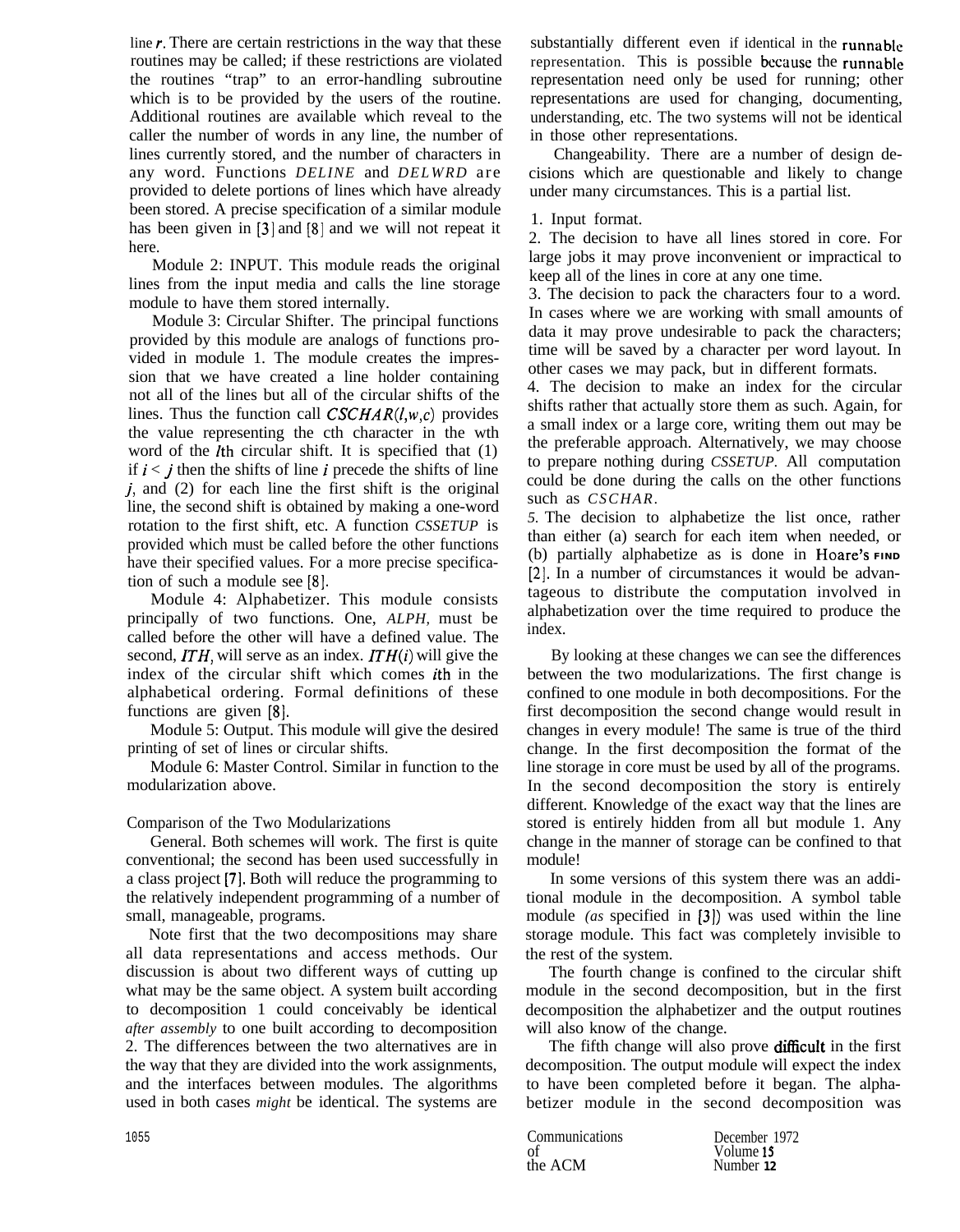line *r*. There are certain restrictions in the way that these routines may be called; if these restrictions are violated the routines "trap" to an error-handling subroutine which is to be provided by the users of the routine. Additional routines are available which reveal to the caller the number of words in any line, the number of lines currently stored, and the number of characters in any word. Functions *DELINE* and *DELWRD* are provided to delete portions of lines which have already been stored. A precise specification of a similar module has been given in [3] and [8] and we will not repeat it here.

Module 2: INPUT. This module reads the original lines from the input media and calls the line storage module to have them stored internally.

Module 3: Circular Shifter. The principal functions provided by this module are analogs of functions provided in module 1. The module creates the impression that we have created a line holder containing not all of the lines but all of the circular shifts of the lines. Thus the function call *CSCHAR*$(l,w,c)$ provides the value representing the cth character in the wth word of the $l$th circular shift. It is specified that (1) if $i < j$ then the shifts of line $i$ precede the shifts of line $j$, and (2) for each line the first shift is the original line, the second shift is obtained by making a one-word rotation to the first shift, etc. A function *CSSETUP* is provided which must be called before the other functions have their specified values. For a more precise specification of such a module see [8].

Module 4: Alphabetizer. This module consists principally of two functions. One, *ALPH,* must be called before the other will have a defined value. The second, *ITH*, will serve as an index. *ITH*$(i)$ will give the index of the circular shift which comes $i$th in the alphabetical ordering. Formal definitions of these functions are given [8].

Module 5: Output. This module will give the desired printing of set of lines or circular shifts.

Module 6: Master Control. Similar in function to the modularization above.

### Comparison of the Two Modularizations

General. Both schemes will work. The first is quite conventional; the second has been used successfully in a class project [7]. Both will reduce the programming to the relatively independent programming of a number of small, manageable, programs.

Note first that the two decompositions may share all data representations and access methods. Our discussion is about two different ways of cutting up what may be the same object. A system built according to decomposition 1 could conceivably be identical *after assembly* to one built according to decomposition 2. The differences between the two alternatives are in the way that they are divided into the work assignments, and the interfaces between modules. The algorithms used in both cases *might* be identical. The systems are substantially different even if identical in the runnable representation. This is possible because the runnable representation need only be used for running; other representations are used for changing, documenting, understanding, etc. The two systems will not be identical in those other representations.

Changeability. There are a number of design decisions which are questionable and likely to change under many circumstances. This is a partial list.

1. Input format.
2. The decision to have all lines stored in core. For large jobs it may prove inconvenient or impractical to keep all of the lines in core at any one time.
3. The decision to pack the characters four to a word. In cases where we are working with small amounts of data it may prove undesirable to pack the characters; time will be saved by a character per word layout. In other cases we may pack, but in different formats.
4. The decision to make an index for the circular shifts rather that actually store them as such. Again, for a small index or a large core, writing them out may be the preferable approach. Alternatively, we may choose to prepare nothing during *CSSETUP.* All computation could be done during the calls on the other functions such as *CSCHAR*.
5. The decision to alphabetize the list once, rather than either (a) search for each item when needed, or (b) partially alphabetize as is done in Hoare's FIND [2]. In a number of circumstances it would be advantageous to distribute the computation involved in alphabetization over the time required to produce the index.

By looking at these changes we can see the differences between the two modularizations. The first change is confined to one module in both decompositions. For the first decomposition the second change would result in changes in every module! The same is true of the third change. In the first decomposition the format of the line storage in core must be used by all of the programs. In the second decomposition the story is entirely different. Knowledge of the exact way that the lines are stored is entirely hidden from all but module 1. Any change in the manner of storage can be confined to that module!

In some versions of this system there was an additional module in the decomposition. A symbol table module *(as* specified in [3]) was used within the line storage module. This fact was completely invisible to the rest of the system.

The fourth change is confined to the circular shift module in the second decomposition, but in the first decomposition the alphabetizer and the output routines will also know of the change.

The fifth change will also prove difficult in the first decomposition. The output module will expect the index to have been completed before it began. The alphabetizer module in the second decomposition was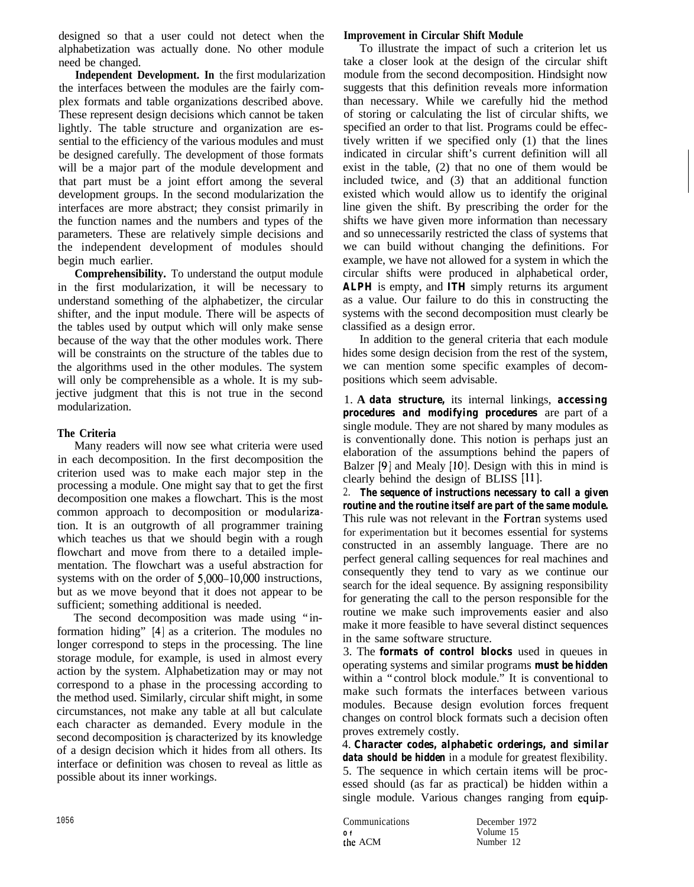designed so that a user could not detect when the alphabetization was actually done. No other module need be changed.

**Independent Development.** In the first modularization the interfaces between the modules are the fairly complex formats and table organizations described above. These represent design decisions which cannot be taken lightly. The table structure and organization are essential to the efficiency of the various modules and must be designed carefully. The development of those formats will be a major part of the module development and that part must be a joint effort among the several development groups. In the second modularization the interfaces are more abstract; they consist primarily in the function names and the numbers and types of the parameters. These are relatively simple decisions and the independent development of modules should begin much earlier.

**Comprehensibility.** To understand the output module in the first modularization, it will be necessary to understand something of the alphabetizer, the circular shifter, and the input module. There will be aspects of the tables used by output which will only make sense because of the way that the other modules work. There will be constraints on the structure of the tables due to the algorithms used in the other modules. The system will only be comprehensible as a whole. It is my subjective judgment that this is not true in the second modularization.

### The Criteria

Many readers will now see what criteria were used in each decomposition. In the first decomposition the criterion used was to make each major step in the processing a module. One might say that to get the first decomposition one makes a flowchart. This is the most common approach to decomposition or modularization. It is an outgrowth of all programmer training which teaches us that we should begin with a rough flowchart and move from there to a detailed implementation. The flowchart was a useful abstraction for systems with on the order of 5,000–10,000 instructions, but as we move beyond that it does not appear to be sufficient; something additional is needed.

The second decomposition was made using "information hiding" [4] as a criterion. The modules no longer correspond to steps in the processing. The line storage module, for example, is used in almost every action by the system. Alphabetization may or may not correspond to a phase in the processing according to the method used. Similarly, circular shift might, in some circumstances, not make any table at all but calculate each character as demanded. Every module in the second decomposition is characterized by its knowledge of a design decision which it hides from all others. Its interface or definition was chosen to reveal as little as possible about its inner workings.

### Improvement in Circular Shift Module

To illustrate the impact of such a criterion let us take a closer look at the design of the circular shift module from the second decomposition. Hindsight now suggests that this definition reveals more information than necessary. While we carefully hid the method of storing or calculating the list of circular shifts, we specified an order to that list. Programs could be effectively written if we specified only (1) that the lines indicated in circular shift's current definition will all exist in the table, (2) that no one of them would be included twice, and (3) that an additional function existed which would allow us to identify the original line given the shift. By prescribing the order for the shifts we have given more information than necessary and so unnecessarily restricted the class of systems that we can build without changing the definitions. For example, we have not allowed for a system in which the circular shifts were produced in alphabetical order, **ALPH** is empty, and **ITH** simply returns its argument as a value. Our failure to do this in constructing the systems with the second decomposition must clearly be classified as a design error.

In addition to the general criteria that each module hides some design decision from the rest of the system, we can mention some specific examples of decompositions which seem advisable.

1. **A data structure,** its internal linkings, **accessing procedures and modifying procedures** are part of a single module. They are not shared by many modules as is conventionally done. This notion is perhaps just an elaboration of the assumptions behind the papers of Balzer [9] and Mealy [10]. Design with this in mind is clearly behind the design of BLISS [11].
2. **The sequence of instructions necessary to call a given routine and the routine itself are part of the same module.** This rule was not relevant in the Fortran systems used for experimentation but it becomes essential for systems constructed in an assembly language. There are no perfect general calling sequences for real machines and consequently they tend to vary as we continue our search for the ideal sequence. By assigning responsibility for generating the call to the person responsible for the routine we make such improvements easier and also make it more feasible to have several distinct sequences in the same software structure.
3. The **formats of control blocks** used in queues in operating systems and similar programs **must be hidden** within a "control block module." It is conventional to make such formats the interfaces between various modules. Because design evolution forces frequent changes on control block formats such a decision often proves extremely costly.
4. **Character codes, alphabetic orderings, and similar data should be hidden** in a module for greatest flexibility.
5. The sequence in which certain items will be processed should (as far as practical) be hidden within a single module. Various changes ranging from equip-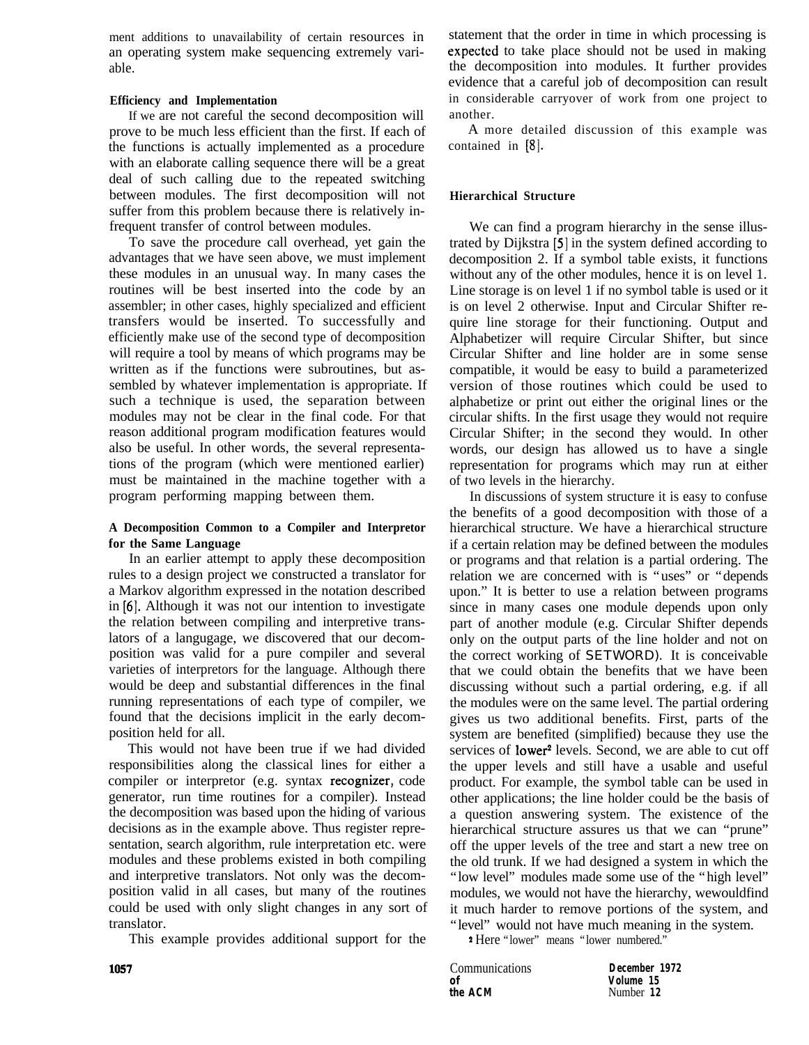ment additions to unavailability of certain resources in an operating system make sequencing extremely variable.

### Efficiency and Implementation

If we are not careful the second decomposition will prove to be much less efficient than the first. If each of the functions is actually implemented as a procedure with an elaborate calling sequence there will be a great deal of such calling due to the repeated switching between modules. The first decomposition will not suffer from this problem because there is relatively infrequent transfer of control between modules.

To save the procedure call overhead, yet gain the advantages that we have seen above, we must implement these modules in an unusual way. In many cases the routines will be best inserted into the code by an assembler; in other cases, highly specialized and efficient transfers would be inserted. To successfully and efficiently make use of the second type of decomposition will require a tool by means of which programs may be written as if the functions were subroutines, but assembled by whatever implementation is appropriate. If such a technique is used, the separation between modules may not be clear in the final code. For that reason additional program modification features would also be useful. In other words, the several representations of the program (which were mentioned earlier) must be maintained in the machine together with a program performing mapping between them.

### A Decomposition Common to a Compiler and Interpretor for the Same Language

In an earlier attempt to apply these decomposition rules to a design project we constructed a translator for a Markov algorithm expressed in the notation described in [6]. Although it was not our intention to investigate the relation between compiling and interpretive translators of a langugage, we discovered that our decomposition was valid for a pure compiler and several varieties of interpretors for the language. Although there would be deep and substantial differences in the final running representations of each type of compiler, we found that the decisions implicit in the early decomposition held for all.

This would not have been true if we had divided responsibilities along the classical lines for either a compiler or interpretor (e.g. syntax recognizer, code generator, run time routines for a compiler). Instead the decomposition was based upon the hiding of various decisions as in the example above. Thus register representation, search algorithm, rule interpretation etc. were modules and these problems existed in both compiling and interpretive translators. Not only was the decomposition valid in all cases, but many of the routines could be used with only slight changes in any sort of translator.

This example provides additional support for the statement that the order in time in which processing is expected to take place should not be used in making the decomposition into modules. It further provides evidence that a careful job of decomposition can result in considerable carryover of work from one project to another.

A more detailed discussion of this example was contained in [8].

### Hierarchical Structure

We can find a program hierarchy in the sense illustrated by Dijkstra [5] in the system defined according to decomposition 2. If a symbol table exists, it functions without any of the other modules, hence it is on level 1. Line storage is on level 1 if no symbol table is used or it is on level 2 otherwise. Input and Circular Shifter require line storage for their functioning. Output and Alphabetizer will require Circular Shifter, but since Circular Shifter and line holder are in some sense compatible, it would be easy to build a parameterized version of those routines which could be used to alphabetize or print out either the original lines or the circular shifts. In the first usage they would not require Circular Shifter; in the second they would. In other words, our design has allowed us to have a single representation for programs which may run at either of two levels in the hierarchy.

In discussions of system structure it is easy to confuse the benefits of a good decomposition with those of a hierarchical structure. We have a hierarchical structure if a certain relation may be defined between the modules or programs and that relation is a partial ordering. The relation we are concerned with is "uses" or "depends upon." It is better to use a relation between programs since in many cases one module depends upon only part of another module (e.g. Circular Shifter depends only on the output parts of the line holder and not on the correct working of SETWORD). It is conceivable that we could obtain the benefits that we have been discussing without such a partial ordering, e.g. if all the modules were on the same level. The partial ordering gives us two additional benefits. First, parts of the system are benefited (simplified) because they use the services of lower[2] levels. Second, we are able to cut off the upper levels and still have a usable and useful product. For example, the symbol table can be used in other applications; the line holder could be the basis of a question answering system. The existence of the hierarchical structure assures us that we can "prune" off the upper levels of the tree and start a new tree on the old trunk. If we had designed a system in which the "low level" modules made some use of the "high level" modules, we would not have the hierarchy, wewouldfind it much harder to remove portions of the system, and "level" would not have much meaning in the system.

[2] Here "lower" means "lower numbered."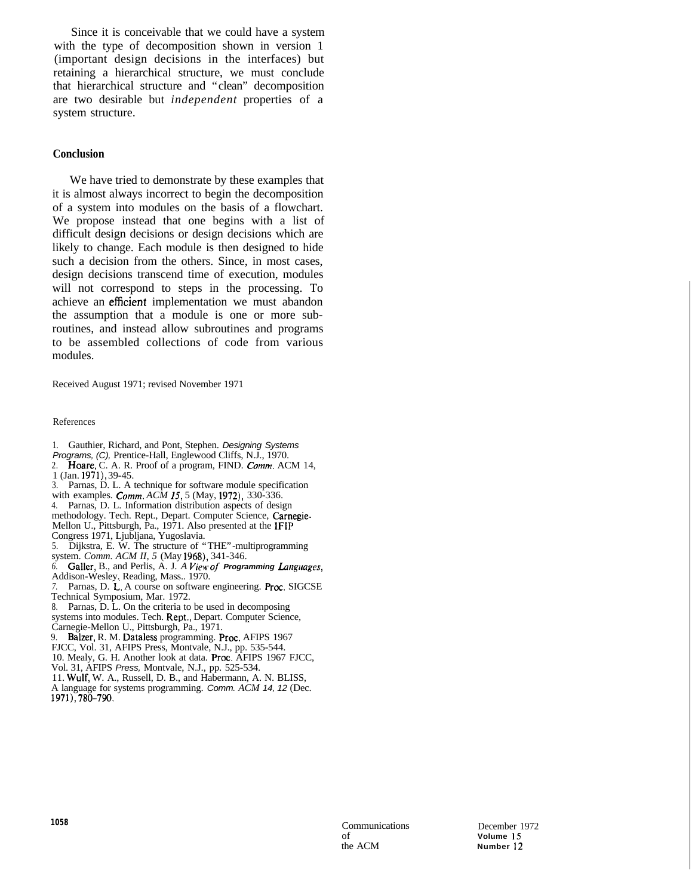Since it is conceivable that we could have a system with the type of decomposition shown in version 1 (important design decisions in the interfaces) but retaining a hierarchical structure, we must conclude that hierarchical structure and "clean" decomposition are two desirable but *independent* properties of a system structure.

## Conclusion

We have tried to demonstrate by these examples that it is almost always incorrect to begin the decomposition of a system into modules on the basis of a flowchart. We propose instead that one begins with a list of difficult design decisions or design decisions which are likely to change. Each module is then designed to hide such a decision from the others. Since, in most cases, design decisions transcend time of execution, modules will not correspond to steps in the processing. To achieve an efficient implementation we must abandon the assumption that a module is one or more subroutines, and instead allow subroutines and programs to be assembled collections of code from various modules.

Received August 1971; revised November 1971

References

1. Gauthier, Richard, and Pont, Stephen. *Designing Systems Programs, (C),* Prentice-Hall, Englewood Cliffs, N.J., 1970.
2. Hoare, C. A. R. Proof of a program, FIND. *Comm.* ACM 14, 1 (Jan. 1971), 39-45.
3. Parnas, D. L. A technique for software module specification with examples. *Comm. ACM 15*, 5 (May, 1972), 330-336.
4. Parnas, D. L. Information distribution aspects of design methodology. Tech. Rept., Depart. Computer Science, Carnegie-Mellon U., Pittsburgh, Pa., 1971. Also presented at the IFIP Congress 1971, Ljubljana, Yugoslavia.
5. Dijkstra, E. W. The structure of "THE"-multiprogramming system. *Comm. ACM II, 5* (May 1968), 341-346.
6. Galler, B., and Perlis, A. J. *A View of Programming Languages*, Addison-Wesley, Reading, Mass.. 1970.
7. Parnas, D. L. A course on software engineering. *Proc.* SIGCSE Technical Symposium, Mar. 1972.
8. Parnas, D. L. On the criteria to be used in decomposing systems into modules. Tech. Rept., Depart. Computer Science, Carnegie-Mellon U., Pittsburgh, Pa., 1971.
9. Balzer, R. M. Dataless programming. *Proc.* AFIPS 1967 FJCC, Vol. 31, AFIPS Press, Montvale, N.J., pp. 535-544.
10. Mealy, G. H. Another look at data. *Proc.* AFIPS 1967 FJCC, Vol. 31, AFIPS *Press,* Montvale, N.J., pp. 525-534.
11. Wulf, W. A., Russell, D. B., and Habermann, A. N. BLISS, A language for systems programming. *Comm. ACM 14, 12* (Dec. 1971), 780-790.